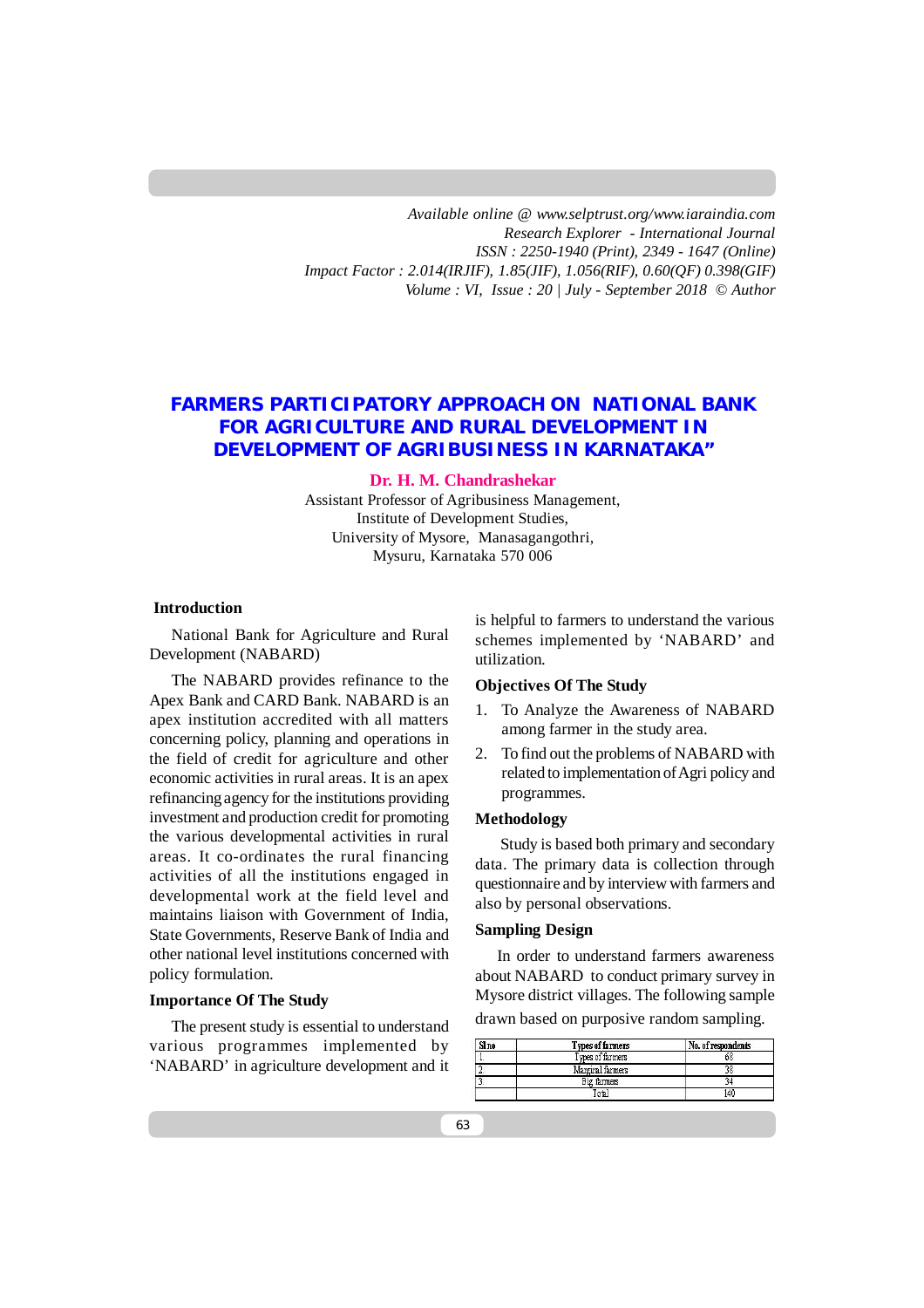Available online @ www.selptrust.org/www.iaraindia.com
Research Explorer - International Journal
ISSN : 2250-1940 (Print), 2349 - 1647 (Online)
Impact Factor : 2.014(IRJIF), 1.85(JIF), 1.056(RIF), 0.60(QF) 0.398(GIF)
Volume : VI, Issue : 20 | July - September 2018 © Author

# FARMERS PARTICIPATORY APPROACH ON NATIONAL BANK FOR AGRICULTURE AND RURAL DEVELOPMENT IN DEVELOPMENT OF AGRIBUSINESS IN KARNATAKA"

**Dr. H. M. Chandrashekar**

Assistant Professor of Agribusiness Management,
Institute of Development Studies,
University of Mysore, Manasagangothri,
Mysuru, Karnataka 570 006

## Introduction

National Bank for Agriculture and Rural Development (NABARD)

The NABARD provides refinance to the Apex Bank and CARD Bank. NABARD is an apex institution accredited with all matters concerning policy, planning and operations in the field of credit for agriculture and other economic activities in rural areas. It is an apex refinancing agency for the institutions providing investment and production credit for promoting the various developmental activities in rural areas. It co-ordinates the rural financing activities of all the institutions engaged in developmental work at the field level and maintains liaison with Government of India, State Governments, Reserve Bank of India and other national level institutions concerned with policy formulation.

## Importance Of The Study

The present study is essential to understand various programmes implemented by 'NABARD' in agriculture development and it is helpful to farmers to understand the various schemes implemented by 'NABARD' and utilization.

## Objectives Of The Study

1. To Analyze the Awareness of NABARD among farmer in the study area.
2. To find out the problems of NABARD with related to implementation of Agri policy and programmes.

## Methodology

Study is based both primary and secondary data. The primary data is collection through questionnaire and by interview with farmers and also by personal observations.

## Sampling Design

In order to understand farmers awareness about NABARD to conduct primary survey in Mysore district villages. The following sample drawn based on purposive random sampling.

| Sl.no | Types of farmers | No. of respondents |
|---|---|---|
| 1. | Types of farmers | 68 |
| 2. | Marginal farmers | 38 |
| 3. | Big farmers | 34 |
| | Total | 140 |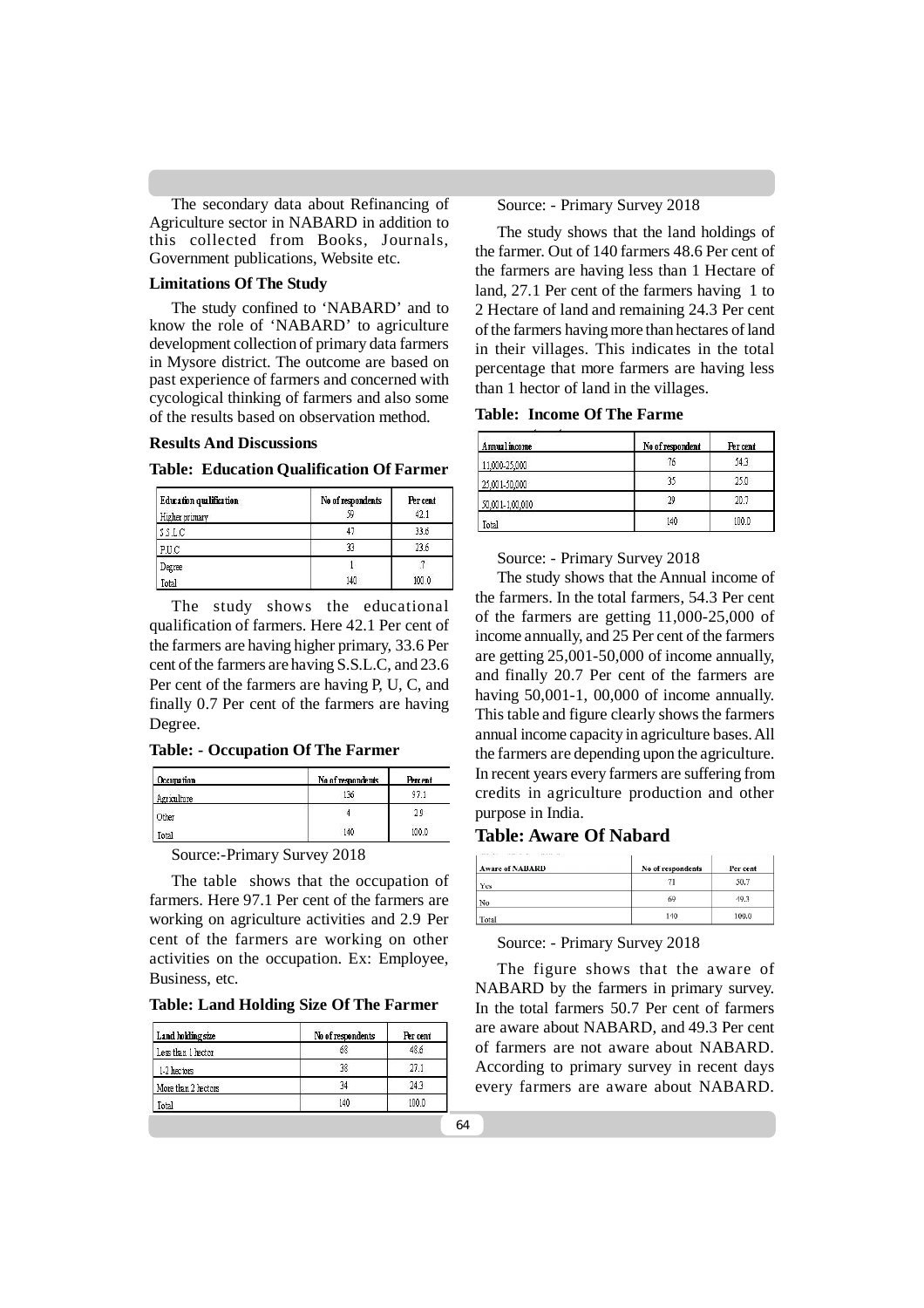The secondary data about Refinancing of Agriculture sector in NABARD in addition to this collected from Books, Journals, Government publications, Website etc.

**Limitations Of The Study**

The study confined to 'NABARD' and to know the role of 'NABARD' to agriculture development collection of primary data farmers in Mysore district. The outcome are based on past experience of farmers and concerned with cycological thinking of farmers and also some of the results based on observation method.

**Results And Discussions**

**Table: Education Qualification Of Farmer**

| Education qualification | No of respondents | Per cent |
|---|---|---|
| Higher primary | 59 | 42.1 |
| S.S.L.C | 47 | 33.6 |
| P.U.C | 33 | 23.6 |
| Degree | 1 | .7 |
| Total | 140 | 100.0 |

The study shows the educational qualification of farmers. Here 42.1 Per cent of the farmers are having higher primary, 33.6 Per cent of the farmers are having S.S.L.C, and 23.6 Per cent of the farmers are having P, U, C, and finally 0.7 Per cent of the farmers are having Degree.

**Table: - Occupation Of The Farmer**

| Occupation | No of respondents | Per cent |
|---|---|---|
| Agriculture | 136 | 97.1 |
| Other | 4 | 2.9 |
| Total | 140 | 100.0 |

Source:-Primary Survey 2018

The table shows that the occupation of farmers. Here 97.1 Per cent of the farmers are working on agriculture activities and 2.9 Per cent of the farmers are working on other activities on the occupation. Ex: Employee, Business, etc.

**Table: Land Holding Size Of The Farmer**

| Land holding size | No of respondents | Per cent |
|---|---|---|
| Less than 1 hector | 68 | 48.6 |
| 1-2 hectors | 38 | 27.1 |
| More than 2 hectors | 34 | 24.3 |
| Total | 140 | 100.0 |

Source: - Primary Survey 2018

The study shows that the land holdings of the farmer. Out of 140 farmers 48.6 Per cent of the farmers are having less than 1 Hectare of land, 27.1 Per cent of the farmers having 1 to 2 Hectare of land and remaining 24.3 Per cent of the farmers having more than hectares of land in their villages. This indicates in the total percentage that more farmers are having less than 1 hector of land in the villages.

**Table: Income Of The Farme**

| Annual income | No of respondent | Per cent |
|---|---|---|
| 11,000-25,000 | 76 | 54.3 |
| 25,001-50,000 | 35 | 25.0 |
| 50,001-1,00,000 | 29 | 20.7 |
| Total | 140 | 100.0 |

Source: - Primary Survey 2018

The study shows that the Annual income of the farmers. In the total farmers, 54.3 Per cent of the farmers are getting 11,000-25,000 of income annually, and 25 Per cent of the farmers are getting 25,001-50,000 of income annually, and finally 20.7 Per cent of the farmers are having 50,001-1, 00,000 of income annually. This table and figure clearly shows the farmers annual income capacity in agriculture bases. All the farmers are depending upon the agriculture. In recent years every farmers are suffering from credits in agriculture production and other purpose in India.

## Table: Aware Of Nabard

| Aware of NABARD | No of respondents | Per cent |
|---|---|---|
| Yes | 71 | 50.7 |
| No | 69 | 49.3 |
| Total | 140 | 100.0 |

Source: - Primary Survey 2018

The figure shows that the aware of NABARD by the farmers in primary survey. In the total farmers 50.7 Per cent of farmers are aware about NABARD, and 49.3 Per cent of farmers are not aware about NABARD. According to primary survey in recent days every farmers are aware about NABARD.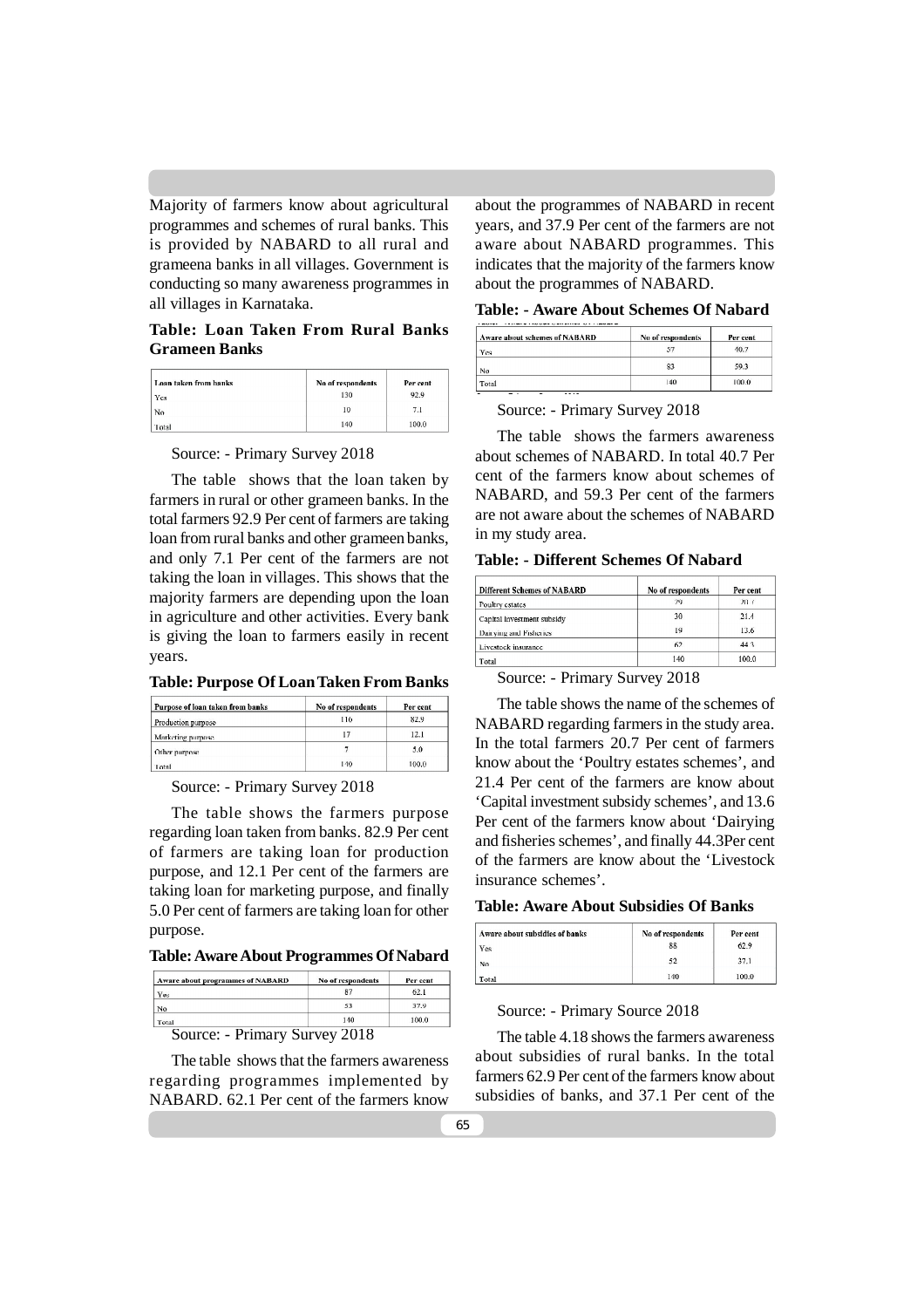Majority of farmers know about agricultural programmes and schemes of rural banks. This is provided by NABARD to all rural and grameena banks in all villages. Government is conducting so many awareness programmes in all villages in Karnataka.

**Table: Loan Taken From Rural Banks Grameen Banks**

| Loan taken from banks | No of respondents | Per cent |
|---|---|---|
| Yes | 130 | 92.9 |
| No | 10 | 7.1 |
| Total | 140 | 100.0 |

Source: - Primary Survey 2018

The table shows that the loan taken by farmers in rural or other grameen banks. In the total farmers 92.9 Per cent of farmers are taking loan from rural banks and other grameen banks, and only 7.1 Per cent of the farmers are not taking the loan in villages. This shows that the majority farmers are depending upon the loan in agriculture and other activities. Every bank is giving the loan to farmers easily in recent years.

**Table: Purpose Of Loan Taken From Banks**

| Purpose of loan taken from banks | No of respondents | Per cent |
|---|---|---|
| Production purpose | 116 | 82.9 |
| Marketing purpose | 17 | 12.1 |
| Other purpose | 7 | 5.0 |
| Total | 140 | 100.0 |

Source: - Primary Survey 2018

The table shows the farmers purpose regarding loan taken from banks. 82.9 Per cent of farmers are taking loan for production purpose, and 12.1 Per cent of the farmers are taking loan for marketing purpose, and finally 5.0 Per cent of farmers are taking loan for other purpose.

**Table: Aware About Programmes Of Nabard**

| Aware about programmes of NABARD | No of respondents | Per cent |
|---|---|---|
| Yes | 87 | 62.1 |
| No | 53 | 37.9 |
| Total | 140 | 100.0 |

Source: - Primary Survey 2018

The table shows that the farmers awareness regarding programmes implemented by NABARD. 62.1 Per cent of the farmers know about the programmes of NABARD in recent years, and 37.9 Per cent of the farmers are not aware about NABARD programmes. This indicates that the majority of the farmers know about the programmes of NABARD.

**Table: - Aware About Schemes Of Nabard**

| Aware about schemes of NABARD | No of respondents | Per cent |
|---|---|---|
| Yes | 57 | 40.7 |
| No | 83 | 59.3 |
| Total | 140 | 100.0 |

Source: - Primary Survey 2018

The table shows the farmers awareness about schemes of NABARD. In total 40.7 Per cent of the farmers know about schemes of NABARD, and 59.3 Per cent of the farmers are not aware about the schemes of NABARD in my study area.

**Table: - Different Schemes Of Nabard**

| Different Schemes of NABARD | No of respondents | Per cent |
|---|---|---|
| Poultry estates | 29 | 20.7 |
| Capital investment subsidy | 30 | 21.4 |
| Dairying and Fisheries | 19 | 13.6 |
| Livestock insurance | 62 | 44.3 |
| Total | 140 | 100.0 |

Source: - Primary Survey 2018

The table shows the name of the schemes of NABARD regarding farmers in the study area. In the total farmers 20.7 Per cent of farmers know about the 'Poultry estates schemes', and 21.4 Per cent of the farmers are know about 'Capital investment subsidy schemes', and 13.6 Per cent of the farmers know about 'Dairying and fisheries schemes', and finally 44.3Per cent of the farmers are know about the 'Livestock insurance schemes'.

**Table: Aware About Subsidies Of Banks**

| Aware about subsidies of banks | No of respondents | Per cent |
|---|---|---|
| Yes | 88 | 62.9 |
| No | 52 | 37.1 |
| Total | 140 | 100.0 |

Source: - Primary Source 2018

The table 4.18 shows the farmers awareness about subsidies of rural banks. In the total farmers 62.9 Per cent of the farmers know about subsidies of banks, and 37.1 Per cent of the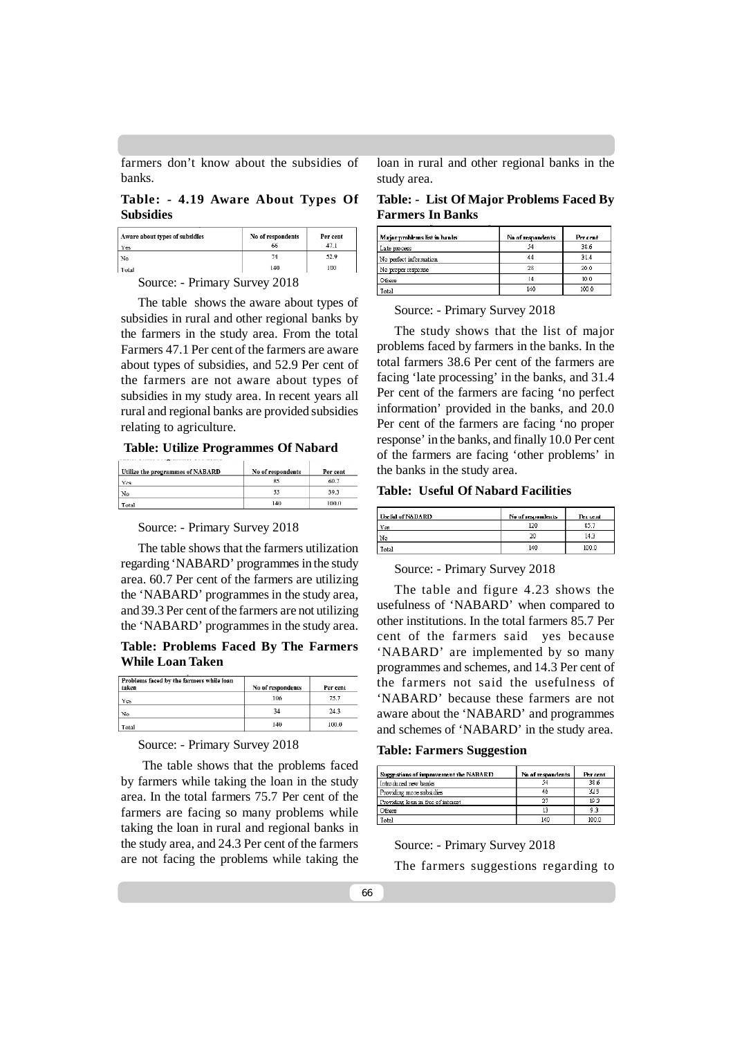farmers don't know about the subsidies of banks.

**Table: - 4.19 Aware About Types Of Subsidies**

| Aware about types of subsidies | No of respondents | Per cent |
|---|---|---|
| Yes | 66 | 47.1 |
| No | 74 | 52.9 |
| Total | 140 | 100 |

Source: - Primary Survey 2018

The table shows the aware about types of subsidies in rural and other regional banks by the farmers in the study area. From the total Farmers 47.1 Per cent of the farmers are aware about types of subsidies, and 52.9 Per cent of the farmers are not aware about types of subsidies in my study area. In recent years all rural and regional banks are provided subsidies relating to agriculture.

**Table: Utilize Programmes Of Nabard**

| Utilize the programmes of NABARD | No of respondents | Per cent |
|---|---|---|
| Yes | 85 | 60.7 |
| No | 55 | 39.3 |
| Total | 140 | 100.0 |

Source: - Primary Survey 2018

The table shows that the farmers utilization regarding 'NABARD' programmes in the study area. 60.7 Per cent of the farmers are utilizing the 'NABARD' programmes in the study area, and 39.3 Per cent of the farmers are not utilizing the 'NABARD' programmes in the study area.

**Table: Problems Faced By The Farmers While Loan Taken**

| Problems faced by the farmers while loan taken | No of respondents | Per cent |
|---|---|---|
| Yes | 106 | 75.7 |
| No | 34 | 24.3 |
| Total | 140 | 100.0 |

Source: - Primary Survey 2018

The table shows that the problems faced by farmers while taking the loan in the study area. In the total farmers 75.7 Per cent of the farmers are facing so many problems while taking the loan in rural and regional banks in the study area, and 24.3 Per cent of the farmers are not facing the problems while taking the loan in rural and other regional banks in the study area.

**Table: - List Of Major Problems Faced By Farmers In Banks**

| Major problems list in banks | No of respondents | Per cent |
|---|---|---|
| Late process | 54 | 38.6 |
| No perfect information | 44 | 31.4 |
| No proper response | 28 | 20.0 |
| Others | 14 | 10.0 |
| Total | 140 | 100.0 |

Source: - Primary Survey 2018

The study shows that the list of major problems faced by farmers in the banks. In the total farmers 38.6 Per cent of the farmers are facing 'late processing' in the banks, and 31.4 Per cent of the farmers are facing 'no perfect information' provided in the banks, and 20.0 Per cent of the farmers are facing 'no proper response' in the banks, and finally 10.0 Per cent of the farmers are facing 'other problems' in the banks in the study area.

**Table: Useful Of Nabard Facilities**

| Useful of NABARD | No of respondents | Per cent |
|---|---|---|
| Yes | 120 | 85.7 |
| No | 20 | 14.3 |
| Total | 140 | 100.0 |

Source: - Primary Survey 2018

The table and figure 4.23 shows the usefulness of 'NABARD' when compared to other institutions. In the total farmers 85.7 Per cent of the farmers said yes because 'NABARD' are implemented by so many programmes and schemes, and 14.3 Per cent of the farmers not said the usefulness of 'NABARD' because these farmers are not aware about the 'NABARD' and programmes and schemes of 'NABARD' in the study area.

**Table: Farmers Suggestion**

| Suggestions of improvement the NABARD | No of respondents | Per cent |
|---|---|---|
| Introduced new banks | 54 | 38.6 |
| Providing more subsidies | 46 | 32.9 |
| Providing loan in free of interest | 27 | 19.3 |
| Others | 13 | 9.3 |
| Total | 140 | 100.0 |

Source: - Primary Survey 2018

The farmers suggestions regarding to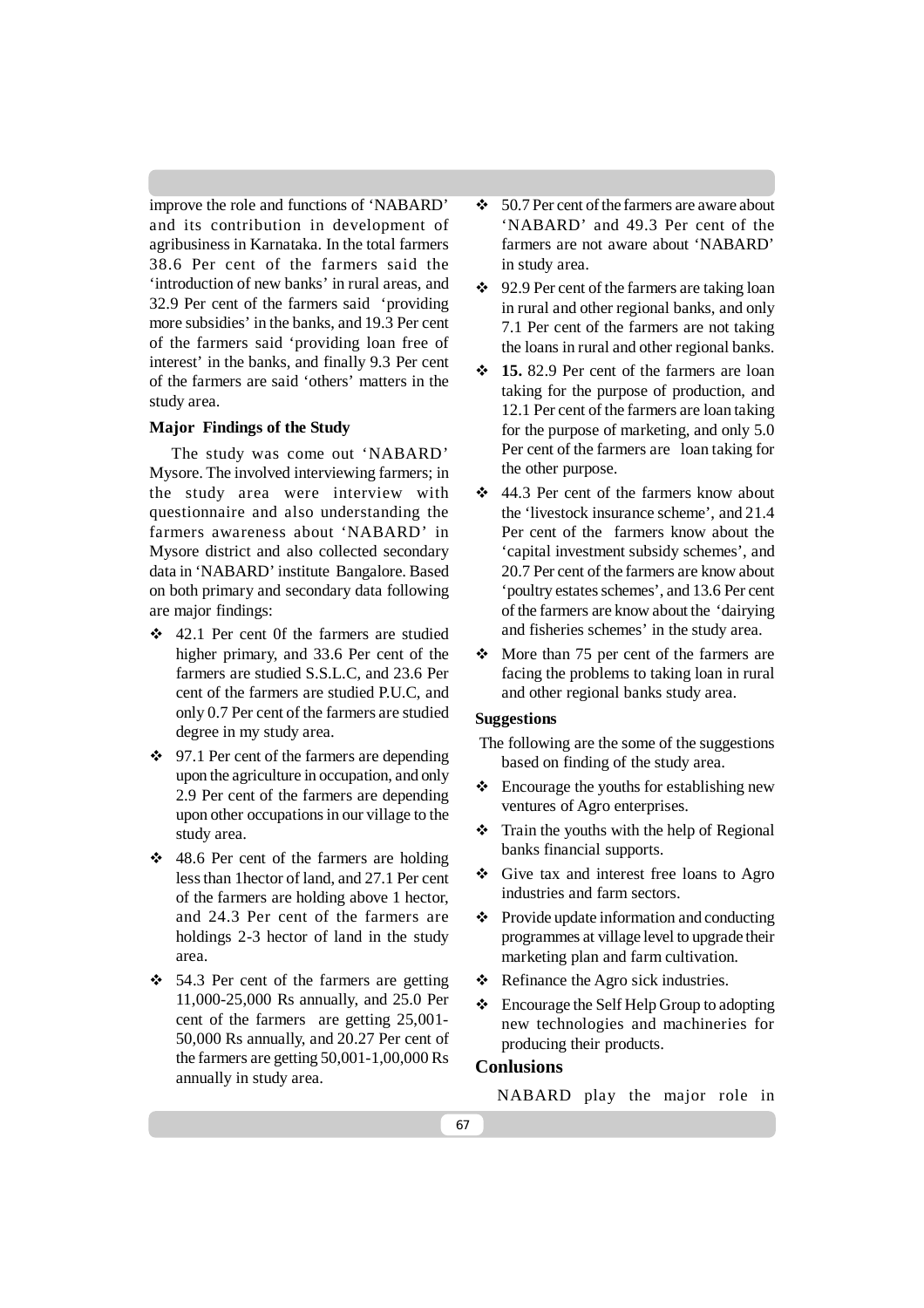improve the role and functions of 'NABARD' and its contribution in development of agribusiness in Karnataka. In the total farmers 38.6 Per cent of the farmers said the 'introduction of new banks' in rural areas, and 32.9 Per cent of the farmers said 'providing more subsidies' in the banks, and 19.3 Per cent of the farmers said 'providing loan free of interest' in the banks, and finally 9.3 Per cent of the farmers are said 'others' matters in the study area.

**Major Findings of the Study**

The study was come out 'NABARD' Mysore. The involved interviewing farmers; in the study area were interview with questionnaire and also understanding the farmers awareness about 'NABARD' in Mysore district and also collected secondary data in 'NABARD' institute Bangalore. Based on both primary and secondary data following are major findings:

- 42.1 Per cent 0f the farmers are studied higher primary, and 33.6 Per cent of the farmers are studied S.S.L.C, and 23.6 Per cent of the farmers are studied P.U.C, and only 0.7 Per cent of the farmers are studied degree in my study area.
- 97.1 Per cent of the farmers are depending upon the agriculture in occupation, and only 2.9 Per cent of the farmers are depending upon other occupations in our village to the study area.
- 48.6 Per cent of the farmers are holding less than 1hector of land, and 27.1 Per cent of the farmers are holding above 1 hector, and 24.3 Per cent of the farmers are holdings 2-3 hector of land in the study area.
- 54.3 Per cent of the farmers are getting 11,000-25,000 Rs annually, and 25.0 Per cent of the farmers are getting 25,001-50,000 Rs annually, and 20.27 Per cent of the farmers are getting 50,001-1,00,000 Rs annually in study area.
- 50.7 Per cent of the farmers are aware about 'NABARD' and 49.3 Per cent of the farmers are not aware about 'NABARD' in study area.
- 92.9 Per cent of the farmers are taking loan in rural and other regional banks, and only 7.1 Per cent of the farmers are not taking the loans in rural and other regional banks.
- **15.** 82.9 Per cent of the farmers are loan taking for the purpose of production, and 12.1 Per cent of the farmers are loan taking for the purpose of marketing, and only 5.0 Per cent of the farmers are loan taking for the other purpose.
- 44.3 Per cent of the farmers know about the 'livestock insurance scheme', and 21.4 Per cent of the farmers know about the 'capital investment subsidy schemes', and 20.7 Per cent of the farmers are know about 'poultry estates schemes', and 13.6 Per cent of the farmers are know about the 'dairying and fisheries schemes' in the study area.
- More than 75 per cent of the farmers are facing the problems to taking loan in rural and other regional banks study area.

**Suggestions**

The following are the some of the suggestions based on finding of the study area.

- Encourage the youths for establishing new ventures of Agro enterprises.
- Train the youths with the help of Regional banks financial supports.
- Give tax and interest free loans to Agro industries and farm sectors.
- Provide update information and conducting programmes at village level to upgrade their marketing plan and farm cultivation.
- Refinance the Agro sick industries.
- Encourage the Self Help Group to adopting new technologies and machineries for producing their products.

## Conlusions

NABARD play the major role in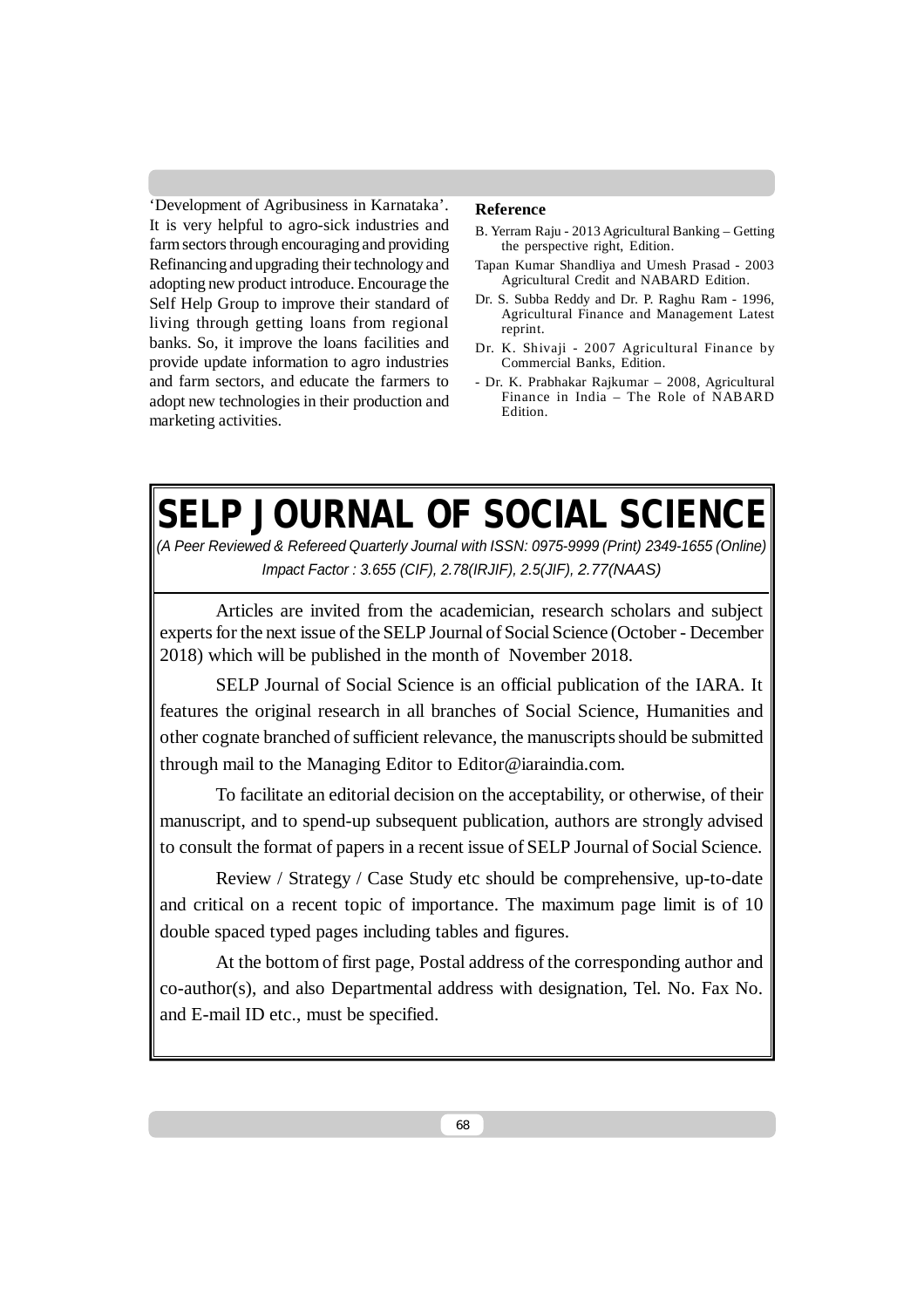'Development of Agribusiness in Karnataka'. It is very helpful to agro-sick industries and farm sectors through encouraging and providing Refinancing and upgrading their technology and adopting new product introduce. Encourage the Self Help Group to improve their standard of living through getting loans from regional banks. So, it improve the loans facilities and provide update information to agro industries and farm sectors, and educate the farmers to adopt new technologies in their production and marketing activities.

**Reference**

B. Yerram Raju - 2013 Agricultural Banking – Getting the perspective right, Edition.

Tapan Kumar Shandliya and Umesh Prasad - 2003 Agricultural Credit and NABARD Edition.

Dr. S. Subba Reddy and Dr. P. Raghu Ram - 1996, Agricultural Finance and Management Latest reprint.

Dr. K. Shivaji - 2007 Agricultural Finance by Commercial Banks, Edition.

- Dr. K. Prabhakar Rajkumar – 2008, Agricultural Finance in India – The Role of NABARD Edition.

# SELP JOURNAL OF SOCIAL SCIENCE

*(A Peer Reviewed & Refereed Quarterly Journal with ISSN: 0975-9999 (Print) 2349-1655 (Online)*

*Impact Factor : 3.655 (CIF), 2.78(IRJIF), 2.5(JIF), 2.77(NAAS)*

Articles are invited from the academician, research scholars and subject experts for the next issue of the SELP Journal of Social Science (October - December 2018) which will be published in the month of November 2018.

SELP Journal of Social Science is an official publication of the IARA. It features the original research in all branches of Social Science, Humanities and other cognate branched of sufficient relevance, the manuscripts should be submitted through mail to the Managing Editor to Editor@iaraindia.com.

To facilitate an editorial decision on the acceptability, or otherwise, of their manuscript, and to spend-up subsequent publication, authors are strongly advised to consult the format of papers in a recent issue of SELP Journal of Social Science.

Review / Strategy / Case Study etc should be comprehensive, up-to-date and critical on a recent topic of importance. The maximum page limit is of 10 double spaced typed pages including tables and figures.

At the bottom of first page, Postal address of the corresponding author and co-author(s), and also Departmental address with designation, Tel. No. Fax No. and E-mail ID etc., must be specified.